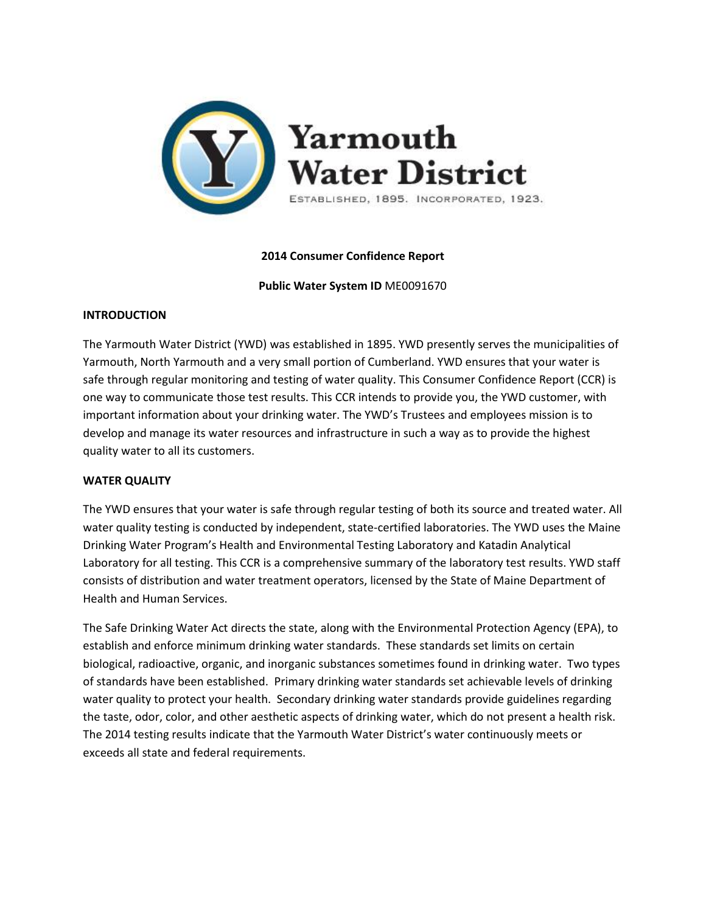# Yarmouth Water District

ESTABLISHED, 1895. INCORPORATED, 1923.

**2014 Consumer Confidence Report**

**Public Water System ID** ME0091670

## INTRODUCTION

The Yarmouth Water District (YWD) was established in 1895. YWD presently serves the municipalities of Yarmouth, North Yarmouth and a very small portion of Cumberland. YWD ensures that your water is safe through regular monitoring and testing of water quality. This Consumer Confidence Report (CCR) is one way to communicate those test results. This CCR intends to provide you, the YWD customer, with important information about your drinking water. The YWD's Trustees and employees mission is to develop and manage its water resources and infrastructure in such a way as to provide the highest quality water to all its customers.

## WATER QUALITY

The YWD ensures that your water is safe through regular testing of both its source and treated water. All water quality testing is conducted by independent, state-certified laboratories. The YWD uses the Maine Drinking Water Program's Health and Environmental Testing Laboratory and Katadin Analytical Laboratory for all testing. This CCR is a comprehensive summary of the laboratory test results. YWD staff consists of distribution and water treatment operators, licensed by the State of Maine Department of Health and Human Services.

The Safe Drinking Water Act directs the state, along with the Environmental Protection Agency (EPA), to establish and enforce minimum drinking water standards. These standards set limits on certain biological, radioactive, organic, and inorganic substances sometimes found in drinking water. Two types of standards have been established. Primary drinking water standards set achievable levels of drinking water quality to protect your health. Secondary drinking water standards provide guidelines regarding the taste, odor, color, and other aesthetic aspects of drinking water, which do not present a health risk. The 2014 testing results indicate that the Yarmouth Water District's water continuously meets or exceeds all state and federal requirements.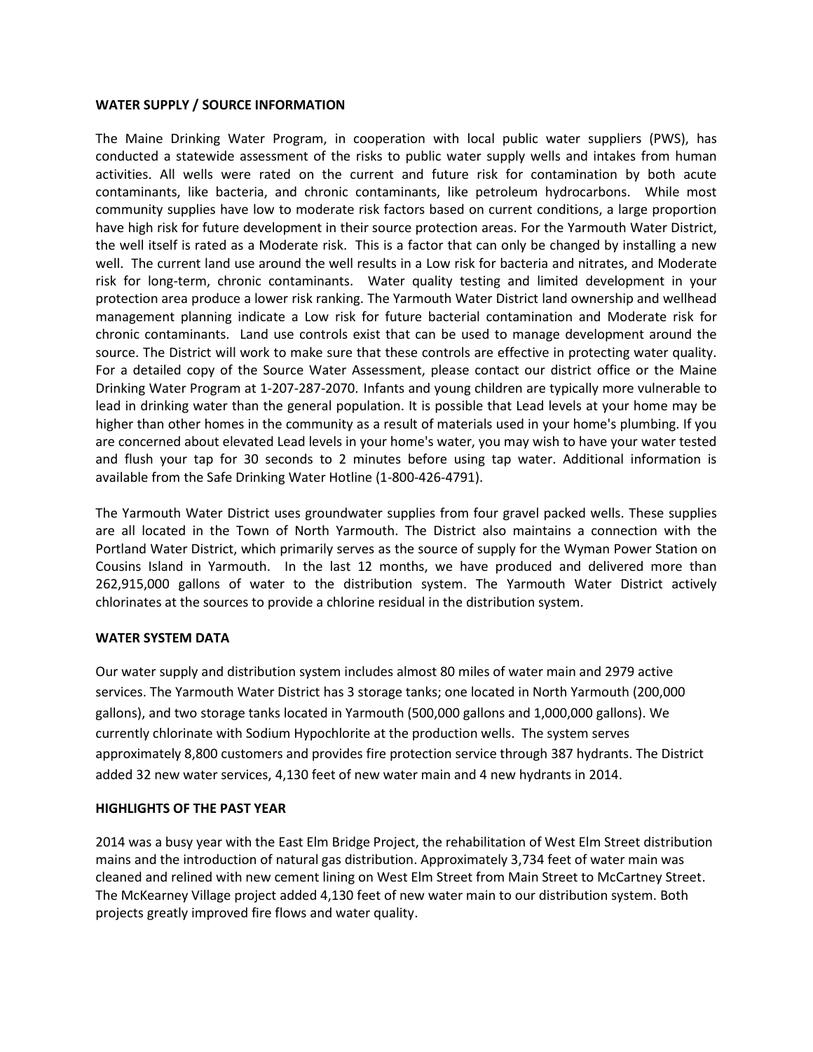## WATER SUPPLY / SOURCE INFORMATION

The Maine Drinking Water Program, in cooperation with local public water suppliers (PWS), has conducted a statewide assessment of the risks to public water supply wells and intakes from human activities. All wells were rated on the current and future risk for contamination by both acute contaminants, like bacteria, and chronic contaminants, like petroleum hydrocarbons. While most community supplies have low to moderate risk factors based on current conditions, a large proportion have high risk for future development in their source protection areas. For the Yarmouth Water District, the well itself is rated as a Moderate risk. This is a factor that can only be changed by installing a new well. The current land use around the well results in a Low risk for bacteria and nitrates, and Moderate risk for long-term, chronic contaminants. Water quality testing and limited development in your protection area produce a lower risk ranking. The Yarmouth Water District land ownership and wellhead management planning indicate a Low risk for future bacterial contamination and Moderate risk for chronic contaminants. Land use controls exist that can be used to manage development around the source. The District will work to make sure that these controls are effective in protecting water quality. For a detailed copy of the Source Water Assessment, please contact our district office or the Maine Drinking Water Program at 1-207-287-2070. Infants and young children are typically more vulnerable to lead in drinking water than the general population. It is possible that Lead levels at your home may be higher than other homes in the community as a result of materials used in your home's plumbing. If you are concerned about elevated Lead levels in your home's water, you may wish to have your water tested and flush your tap for 30 seconds to 2 minutes before using tap water. Additional information is available from the Safe Drinking Water Hotline (1-800-426-4791).

The Yarmouth Water District uses groundwater supplies from four gravel packed wells. These supplies are all located in the Town of North Yarmouth. The District also maintains a connection with the Portland Water District, which primarily serves as the source of supply for the Wyman Power Station on Cousins Island in Yarmouth. In the last 12 months, we have produced and delivered more than 262,915,000 gallons of water to the distribution system. The Yarmouth Water District actively chlorinates at the sources to provide a chlorine residual in the distribution system.

## WATER SYSTEM DATA

Our water supply and distribution system includes almost 80 miles of water main and 2979 active services. The Yarmouth Water District has 3 storage tanks; one located in North Yarmouth (200,000 gallons), and two storage tanks located in Yarmouth (500,000 gallons and 1,000,000 gallons). We currently chlorinate with Sodium Hypochlorite at the production wells. The system serves approximately 8,800 customers and provides fire protection service through 387 hydrants. The District added 32 new water services, 4,130 feet of new water main and 4 new hydrants in 2014.

## HIGHLIGHTS OF THE PAST YEAR

2014 was a busy year with the East Elm Bridge Project, the rehabilitation of West Elm Street distribution mains and the introduction of natural gas distribution. Approximately 3,734 feet of water main was cleaned and relined with new cement lining on West Elm Street from Main Street to McCartney Street. The McKearney Village project added 4,130 feet of new water main to our distribution system. Both projects greatly improved fire flows and water quality.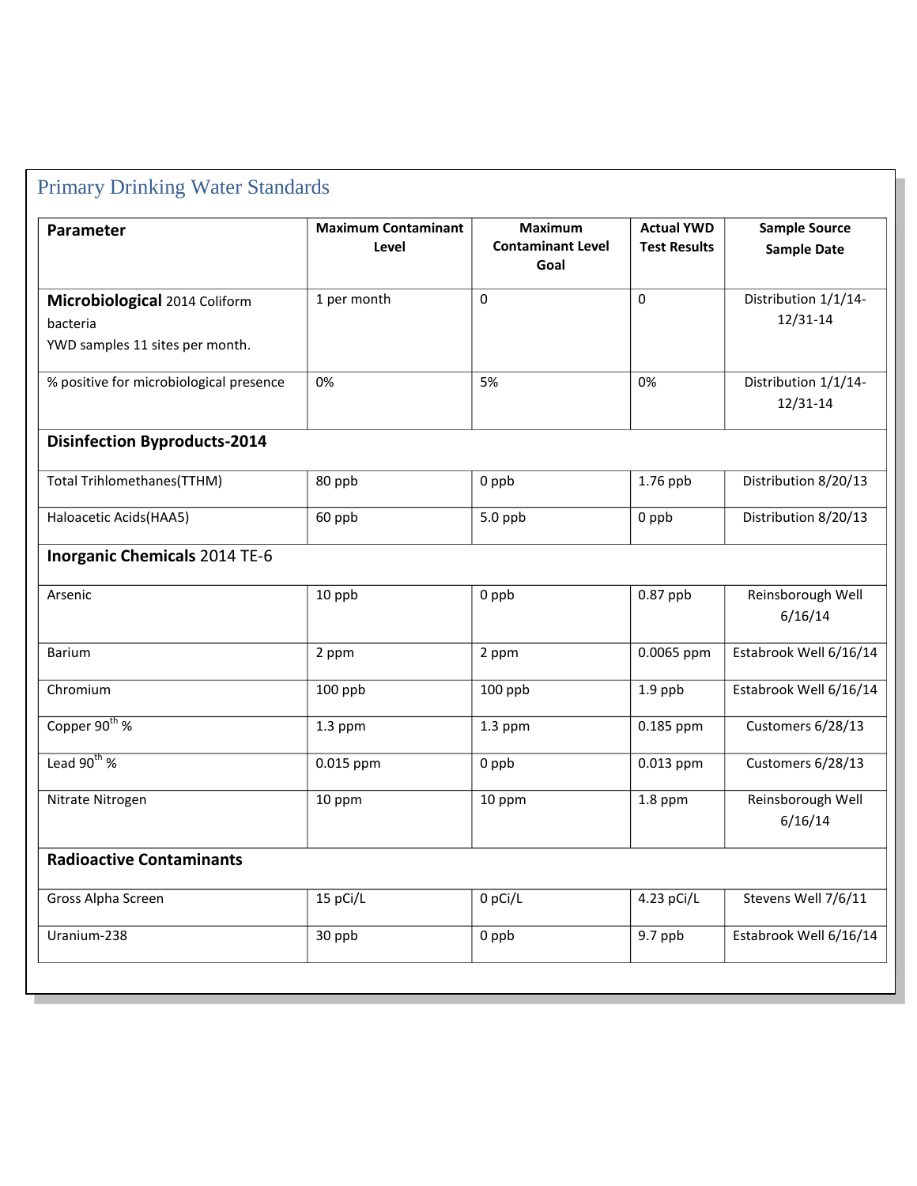## Primary Drinking Water Standards

| Parameter | Maximum Contaminant Level | Maximum Contaminant Level Goal | Actual YWD Test Results | Sample Source Sample Date |
|---|---|---|---|---|
| **Microbiological** 2014 Coliform bacteria<br>YWD samples 11 sites per month. | 1 per month | 0 | 0 | Distribution 1/1/14-12/31-14 |
| % positive for microbiological presence | 0% | 5% | 0% | Distribution 1/1/14-12/31-14 |
| **Disinfection Byproducts-2014** | | | | |
| Total Trihlomethanes(TTHM) | 80 ppb | 0 ppb | 1.76 ppb | Distribution 8/20/13 |
| Haloacetic Acids(HAA5) | 60 ppb | 5.0 ppb | 0 ppb | Distribution 8/20/13 |
| **Inorganic Chemicals** 2014 TE-6 | | | | |
| Arsenic | 10 ppb | 0 ppb | 0.87 ppb | Reinsborough Well 6/16/14 |
| Barium | 2 ppm | 2 ppm | 0.0065 ppm | Estabrook Well 6/16/14 |
| Chromium | 100 ppb | 100 ppb | 1.9 ppb | Estabrook Well 6/16/14 |
| Copper 90th % | 1.3 ppm | 1.3 ppm | 0.185 ppm | Customers 6/28/13 |
| Lead 90th % | 0.015 ppm | 0 ppb | 0.013 ppm | Customers 6/28/13 |
| Nitrate Nitrogen | 10 ppm | 10 ppm | 1.8 ppm | Reinsborough Well 6/16/14 |
| **Radioactive Contaminants** | | | | |
| Gross Alpha Screen | 15 pCi/L | 0 pCi/L | 4.23 pCi/L | Stevens Well 7/6/11 |
| Uranium-238 | 30 ppb | 0 ppb | 9.7 ppb | Estabrook Well 6/16/14 |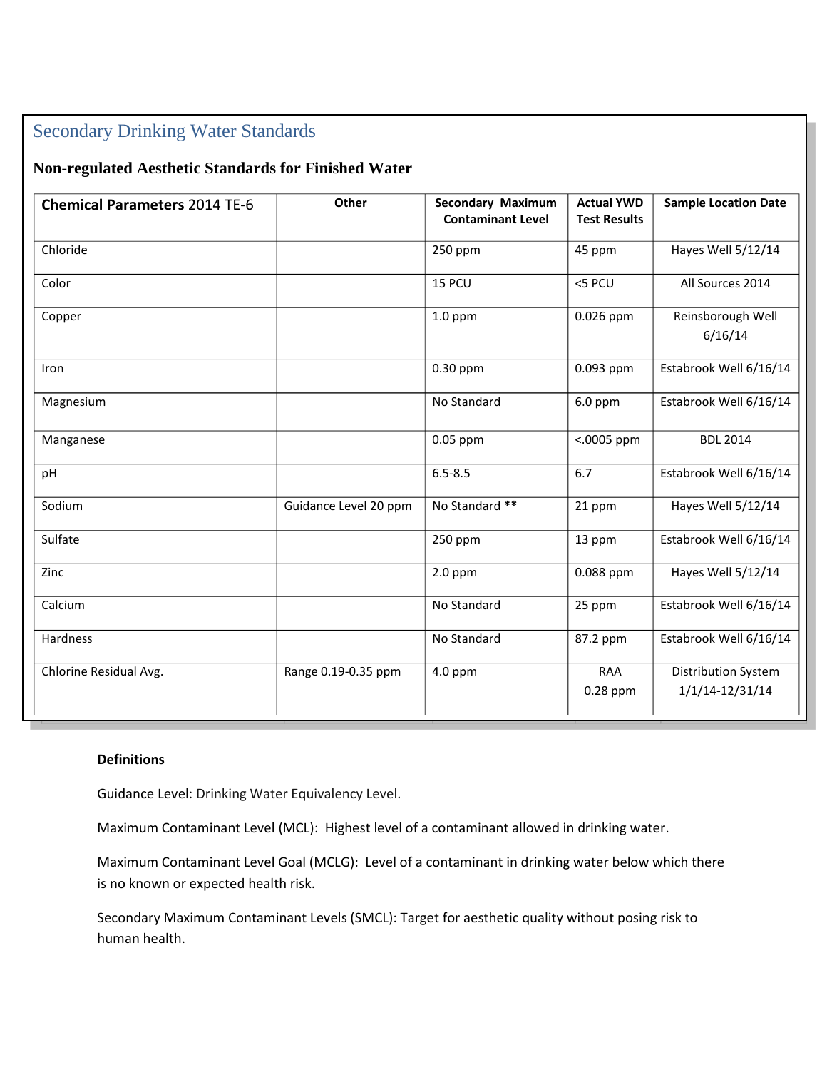## Secondary Drinking Water Standards

### Non-regulated Aesthetic Standards for Finished Water

| **Chemical Parameters** 2014 TE-6 | Other | Secondary Maximum Contaminant Level | Actual YWD Test Results | Sample Location Date |
|---|---|---|---|---|
| Chloride | | 250 ppm | 45 ppm | Hayes Well 5/12/14 |
| Color | | 15 PCU | <5 PCU | All Sources 2014 |
| Copper | | 1.0 ppm | 0.026 ppm | Reinsborough Well 6/16/14 |
| Iron | | 0.30 ppm | 0.093 ppm | Estabrook Well 6/16/14 |
| Magnesium | | No Standard | 6.0 ppm | Estabrook Well 6/16/14 |
| Manganese | | 0.05 ppm | <.0005 ppm | BDL 2014 |
| pH | | 6.5-8.5 | 6.7 | Estabrook Well 6/16/14 |
| Sodium | Guidance Level 20 ppm | No Standard ** | 21 ppm | Hayes Well 5/12/14 |
| Sulfate | | 250 ppm | 13 ppm | Estabrook Well 6/16/14 |
| Zinc | | 2.0 ppm | 0.088 ppm | Hayes Well 5/12/14 |
| Calcium | | No Standard | 25 ppm | Estabrook Well 6/16/14 |
| Hardness | | No Standard | 87.2 ppm | Estabrook Well 6/16/14 |
| Chlorine Residual Avg. | Range 0.19-0.35 ppm | 4.0 ppm | RAA 0.28 ppm | Distribution System 1/1/14-12/31/14 |

**Definitions**

Guidance Level: Drinking Water Equivalency Level.

Maximum Contaminant Level (MCL): Highest level of a contaminant allowed in drinking water.

Maximum Contaminant Level Goal (MCLG): Level of a contaminant in drinking water below which there is no known or expected health risk.

Secondary Maximum Contaminant Levels (SMCL): Target for aesthetic quality without posing risk to human health.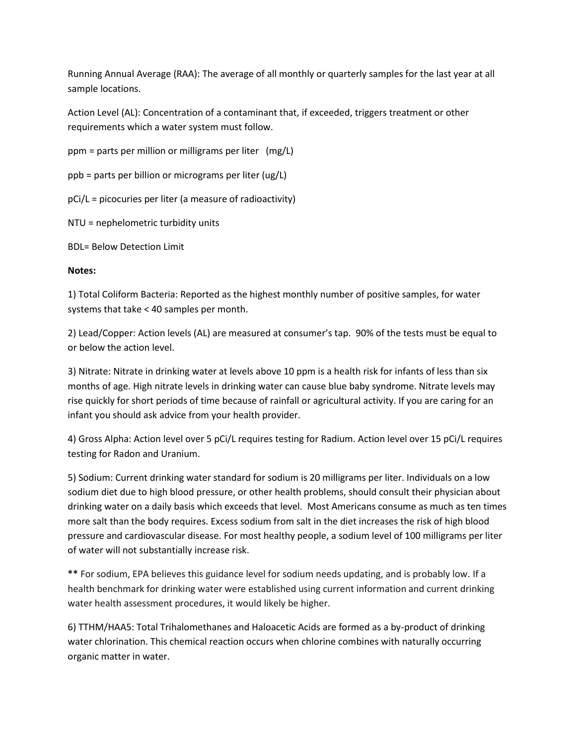Running Annual Average (RAA): The average of all monthly or quarterly samples for the last year at all sample locations.

Action Level (AL): Concentration of a contaminant that, if exceeded, triggers treatment or other requirements which a water system must follow.

ppm = parts per million or milligrams per liter (mg/L)

ppb = parts per billion or micrograms per liter (ug/L)

pCi/L = picocuries per liter (a measure of radioactivity)

NTU = nephelometric turbidity units

BDL= Below Detection Limit

**Notes:**

1) Total Coliform Bacteria: Reported as the highest monthly number of positive samples, for water systems that take < 40 samples per month.

2) Lead/Copper: Action levels (AL) are measured at consumer's tap. 90% of the tests must be equal to or below the action level.

3) Nitrate: Nitrate in drinking water at levels above 10 ppm is a health risk for infants of less than six months of age. High nitrate levels in drinking water can cause blue baby syndrome. Nitrate levels may rise quickly for short periods of time because of rainfall or agricultural activity. If you are caring for an infant you should ask advice from your health provider.

4) Gross Alpha: Action level over 5 pCi/L requires testing for Radium. Action level over 15 pCi/L requires testing for Radon and Uranium.

5) Sodium: Current drinking water standard for sodium is 20 milligrams per liter. Individuals on a low sodium diet due to high blood pressure, or other health problems, should consult their physician about drinking water on a daily basis which exceeds that level. Most Americans consume as much as ten times more salt than the body requires. Excess sodium from salt in the diet increases the risk of high blood pressure and cardiovascular disease. For most healthy people, a sodium level of 100 milligrams per liter of water will not substantially increase risk.

**\*\*** For sodium, EPA believes this guidance level for sodium needs updating, and is probably low. If a health benchmark for drinking water were established using current information and current drinking water health assessment procedures, it would likely be higher.

6) TTHM/HAA5: Total Trihalomethanes and Haloacetic Acids are formed as a by-product of drinking water chlorination. This chemical reaction occurs when chlorine combines with naturally occurring organic matter in water.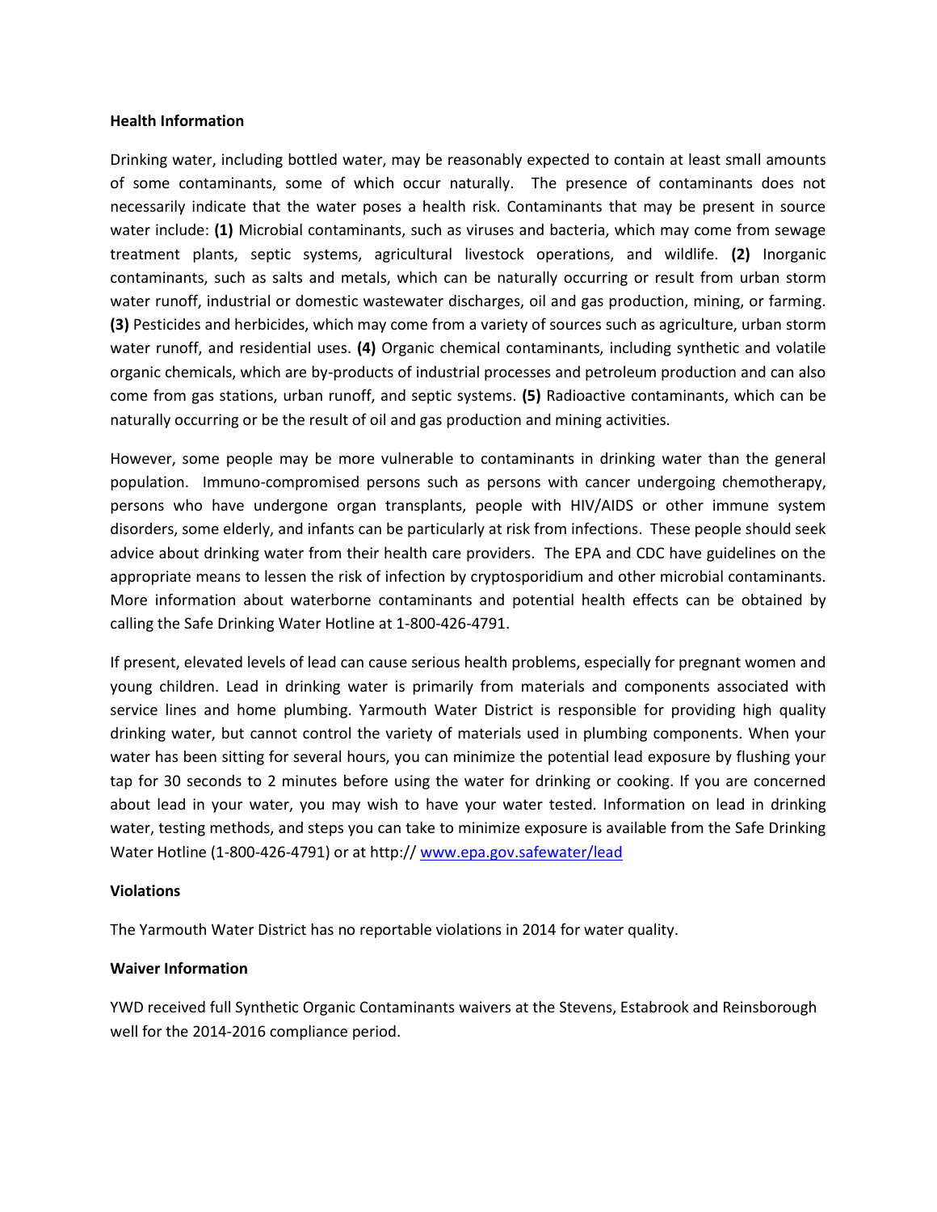## Health Information

Drinking water, including bottled water, may be reasonably expected to contain at least small amounts of some contaminants, some of which occur naturally. The presence of contaminants does not necessarily indicate that the water poses a health risk. Contaminants that may be present in source water include: **(1)** Microbial contaminants, such as viruses and bacteria, which may come from sewage treatment plants, septic systems, agricultural livestock operations, and wildlife. **(2)** Inorganic contaminants, such as salts and metals, which can be naturally occurring or result from urban storm water runoff, industrial or domestic wastewater discharges, oil and gas production, mining, or farming. **(3)** Pesticides and herbicides, which may come from a variety of sources such as agriculture, urban storm water runoff, and residential uses. **(4)** Organic chemical contaminants, including synthetic and volatile organic chemicals, which are by-products of industrial processes and petroleum production and can also come from gas stations, urban runoff, and septic systems. **(5)** Radioactive contaminants, which can be naturally occurring or be the result of oil and gas production and mining activities.

However, some people may be more vulnerable to contaminants in drinking water than the general population. Immuno-compromised persons such as persons with cancer undergoing chemotherapy, persons who have undergone organ transplants, people with HIV/AIDS or other immune system disorders, some elderly, and infants can be particularly at risk from infections. These people should seek advice about drinking water from their health care providers. The EPA and CDC have guidelines on the appropriate means to lessen the risk of infection by cryptosporidium and other microbial contaminants. More information about waterborne contaminants and potential health effects can be obtained by calling the Safe Drinking Water Hotline at 1-800-426-4791.

If present, elevated levels of lead can cause serious health problems, especially for pregnant women and young children. Lead in drinking water is primarily from materials and components associated with service lines and home plumbing. Yarmouth Water District is responsible for providing high quality drinking water, but cannot control the variety of materials used in plumbing components. When your water has been sitting for several hours, you can minimize the potential lead exposure by flushing your tap for 30 seconds to 2 minutes before using the water for drinking or cooking. If you are concerned about lead in your water, you may wish to have your water tested. Information on lead in drinking water, testing methods, and steps you can take to minimize exposure is available from the Safe Drinking Water Hotline (1-800-426-4791) or at http:// www.epa.gov.safewater/lead

## Violations

The Yarmouth Water District has no reportable violations in 2014 for water quality.

## Waiver Information

YWD received full Synthetic Organic Contaminants waivers at the Stevens, Estabrook and Reinsborough well for the 2014-2016 compliance period.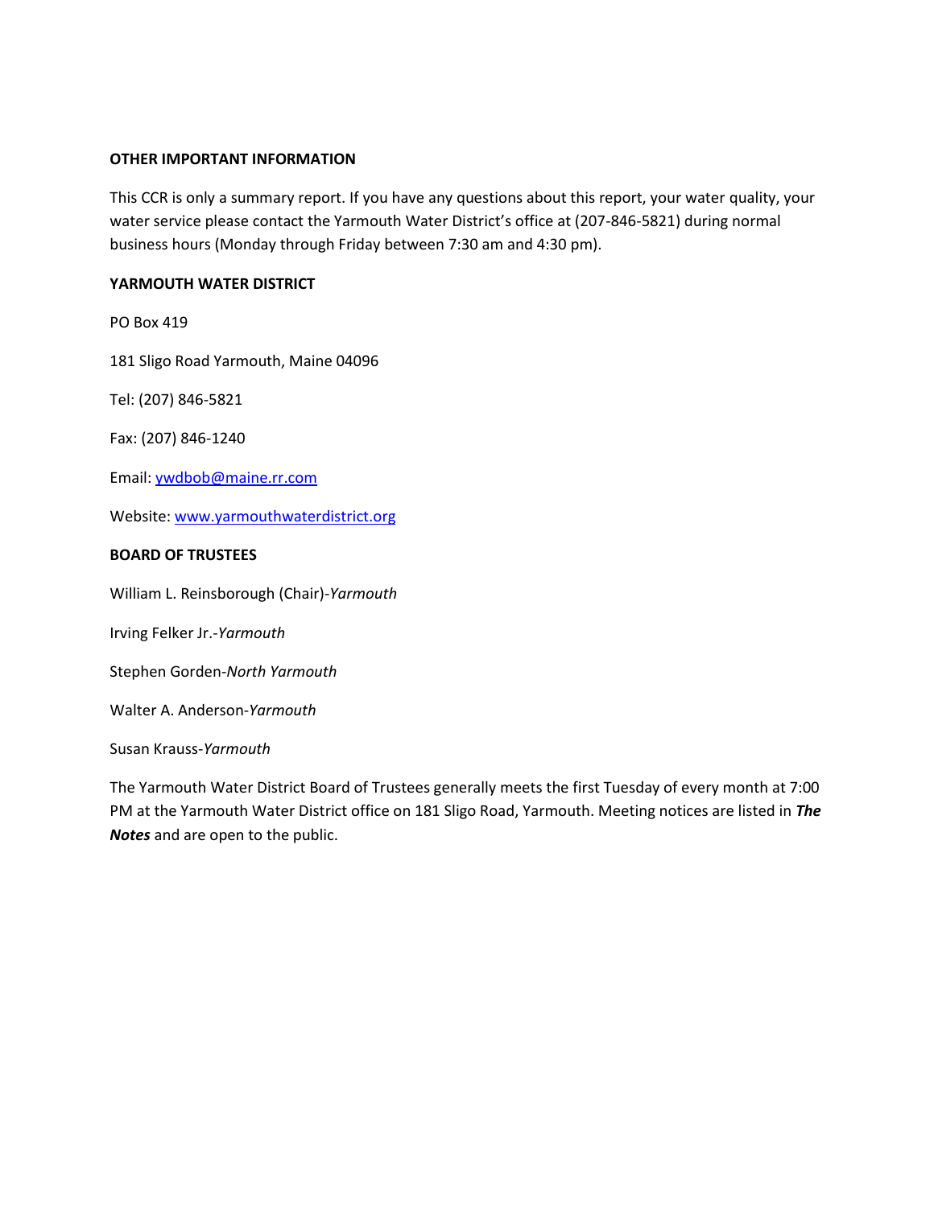**OTHER IMPORTANT INFORMATION**

This CCR is only a summary report. If you have any questions about this report, your water quality, your water service please contact the Yarmouth Water District's office at (207-846-5821) during normal business hours (Monday through Friday between 7:30 am and 4:30 pm).

**YARMOUTH WATER DISTRICT**

PO Box 419

181 Sligo Road Yarmouth, Maine 04096

Tel: (207) 846-5821

Fax: (207) 846-1240

Email: [ywdbob@maine.rr.com](mailto:ywdbob@maine.rr.com)

Website: [www.yarmouthwaterdistrict.org](http://www.yarmouthwaterdistrict.org)

**BOARD OF TRUSTEES**

William L. Reinsborough (Chair)-*Yarmouth*

Irving Felker Jr.-*Yarmouth*

Stephen Gorden-*North Yarmouth*

Walter A. Anderson-*Yarmouth*

Susan Krauss-*Yarmouth*

The Yarmouth Water District Board of Trustees generally meets the first Tuesday of every month at 7:00 PM at the Yarmouth Water District office on 181 Sligo Road, Yarmouth. Meeting notices are listed in ***The Notes*** and are open to the public.